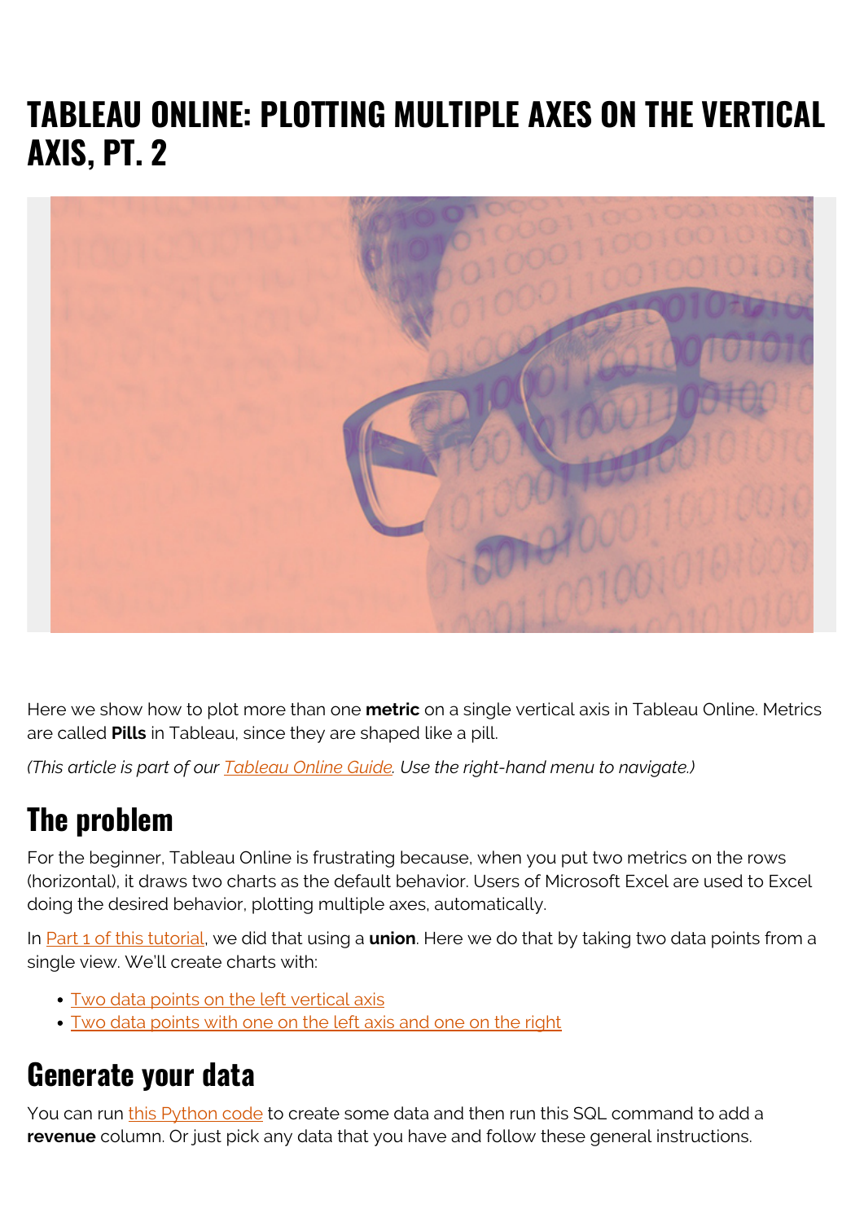# TABLEAU ONLINE: PLOTTING MULTIPLE AXES ON THE VERTICAL AXIS, PT. 2

Here we show how to plot more than one **metric** on a single vertical axis in Tableau Online. Metrics are called **Pills** in Tableau, since they are shaped like a pill.

*(This article is part of our Tableau Online Guide. Use the right-hand menu to navigate.)*

## The problem

For the beginner, Tableau Online is frustrating because, when you put two metrics on the rows (horizontal), it draws two charts as the default behavior. Users of Microsoft Excel are used to Excel doing the desired behavior, plotting multiple axes, automatically.

In Part 1 of this tutorial, we did that using a **union**. Here we do that by taking two data points from a single view. We'll create charts with:

- Two data points on the left vertical axis
- Two data points with one on the left axis and one on the right

## Generate your data

You can run this Python code to create some data and then run this SQL command to add a **revenue** column. Or just pick any data that you have and follow these general instructions.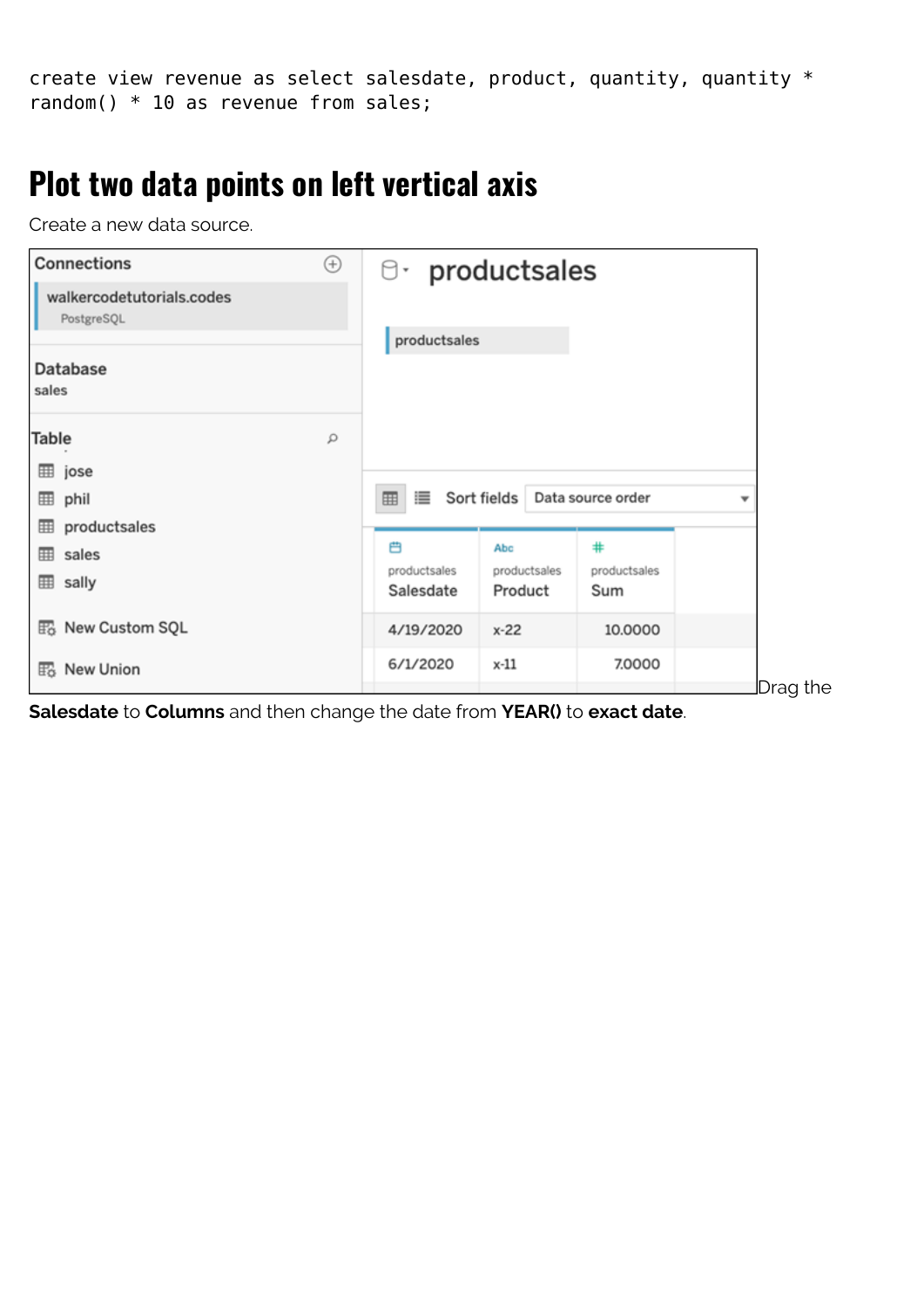```
create view revenue as select salesdate, product, quantity, quantity *
random() * 10 as revenue from sales;
```

## Plot two data points on left vertical axis

Create a new data source.

Drag the **Salesdate** to **Columns** and then change the date from **YEAR()** to **exact date**.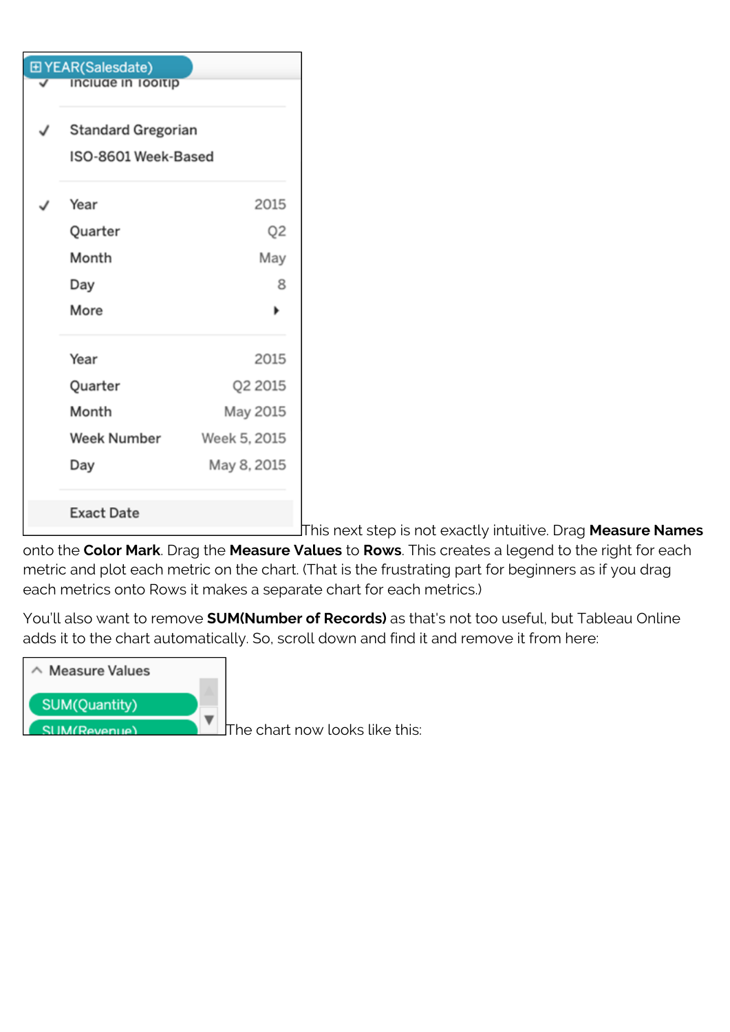This next step is not exactly intuitive. Drag **Measure Names** onto the **Color Mark**. Drag the **Measure Values** to **Rows**. This creates a legend to the right for each metric and plot each metric on the chart. (That is the frustrating part for beginners as if you drag each metrics onto Rows it makes a separate chart for each metrics.)

You'll also want to remove **SUM(Number of Records)** as that's not too useful, but Tableau Online adds it to the chart automatically. So, scroll down and find it and remove it from here:

The chart now looks like this: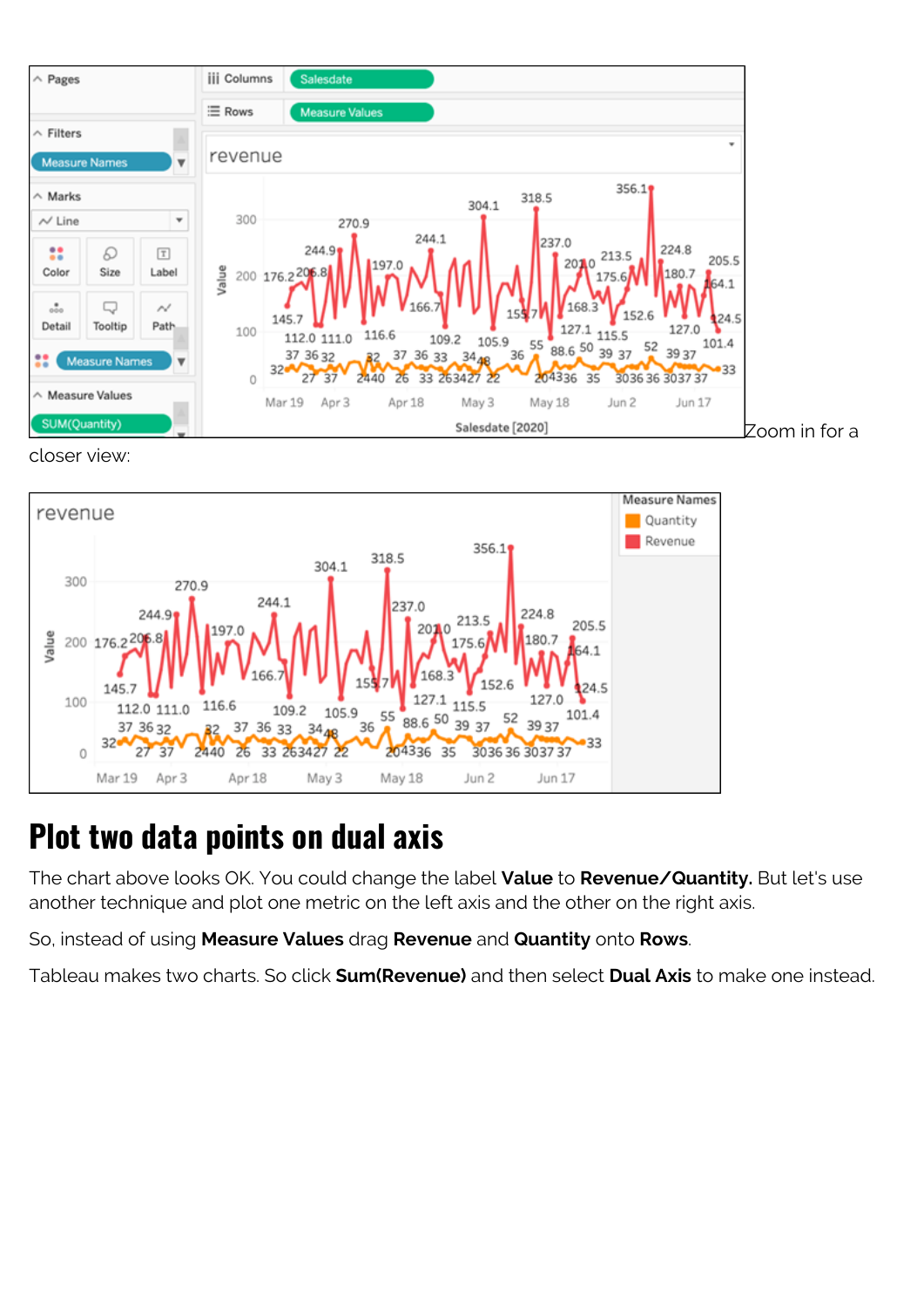Zoom in for a closer view:

## Plot two data points on dual axis

The chart above looks OK. You could change the label **Value** to **Revenue/Quantity.** But let's use another technique and plot one metric on the left axis and the other on the right axis.

So, instead of using **Measure Values** drag **Revenue** and **Quantity** onto **Rows**.

Tableau makes two charts. So click **Sum(Revenue)** and then select **Dual Axis** to make one instead.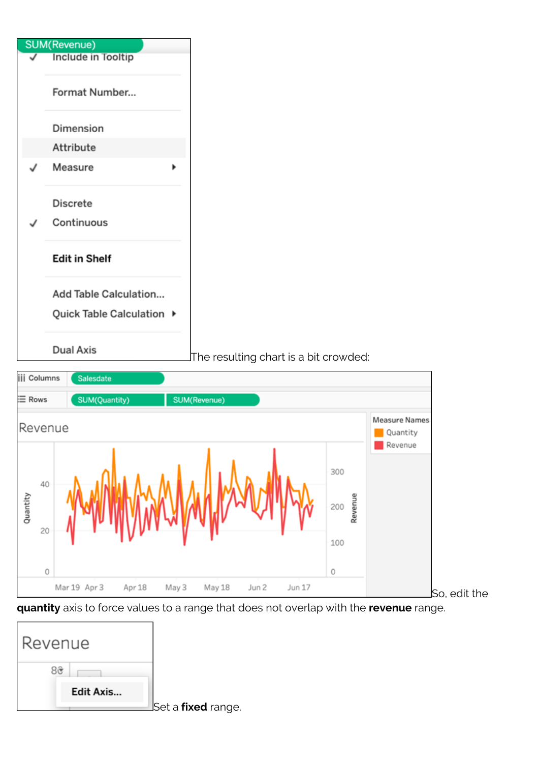The resulting chart is a bit crowded:

So, edit the **quantity** axis to force values to a range that does not overlap with the **revenue** range.

Set a **fixed** range.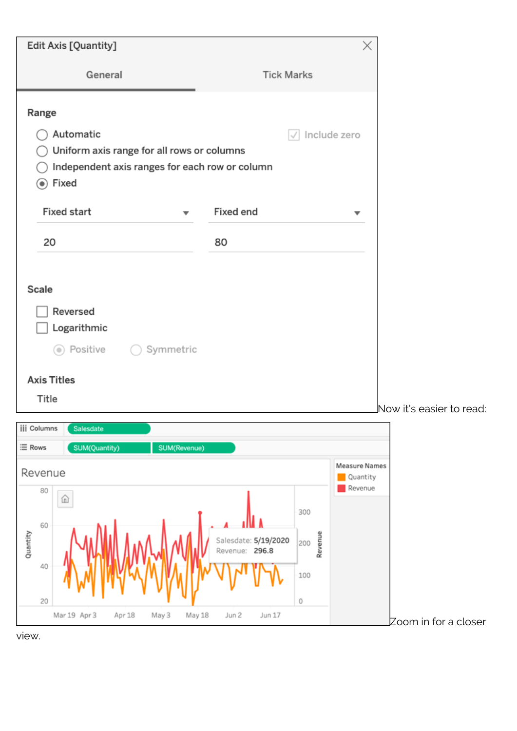Now it's easier to read:

Zoom in for a closer view.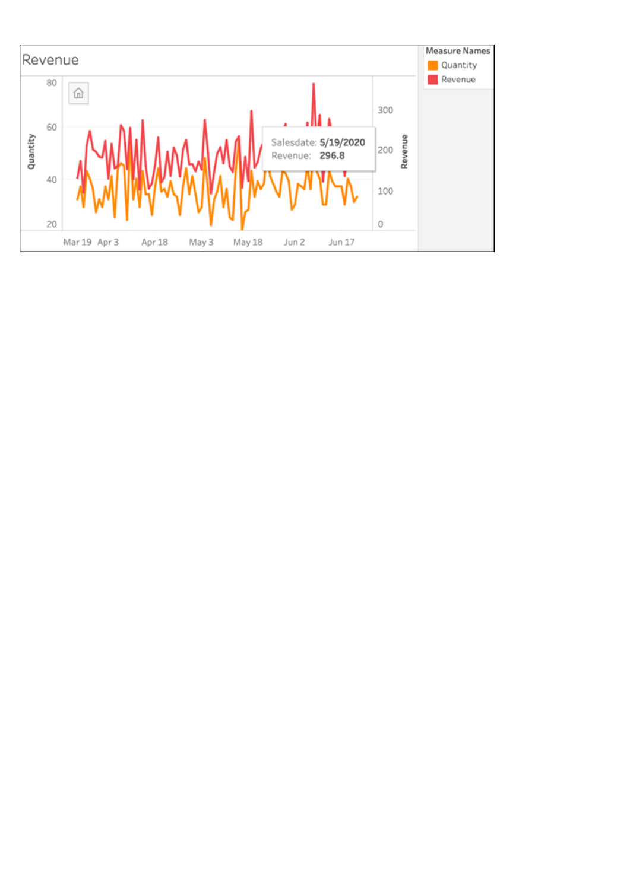Revenue

Quantity

80

60

40

20

Revenue

300

200

100

0

Mar 19 Apr 3 Apr 18 May 3 May 18 Jun 2 Jun 17

Salesdate: 5/19/2020
Revenue: 296.8

Measure Names

Quantity

Revenue